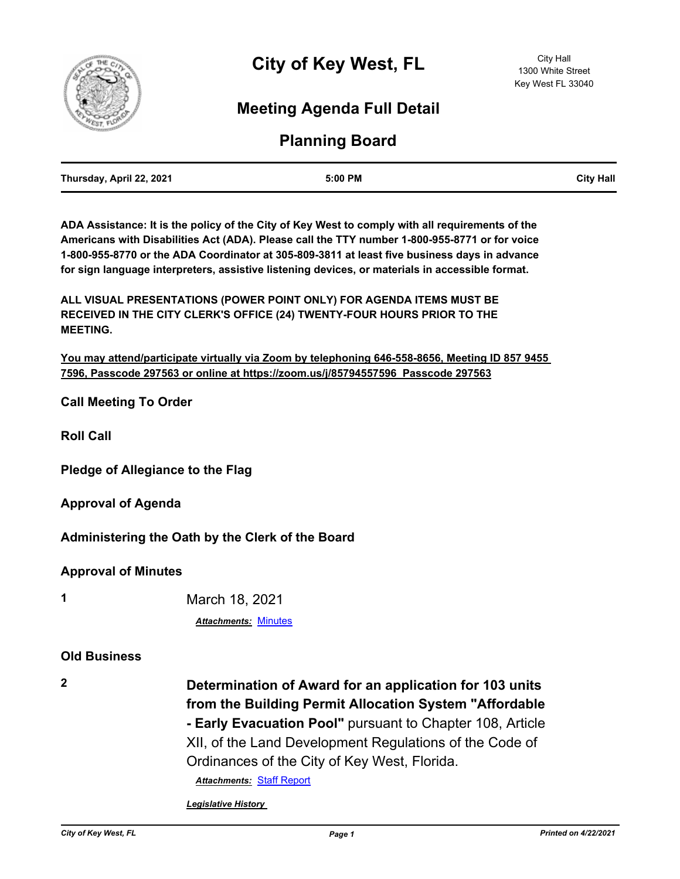# City of Key West, FL

City Hall
1300 White Street
Key West FL 33040

## Meeting Agenda Full Detail

## Planning Board

| Thursday, April 22, 2021 | 5:00 PM | City Hall |
|---|---|---|

**ADA Assistance: It is the policy of the City of Key West to comply with all requirements of the Americans with Disabilities Act (ADA). Please call the TTY number 1-800-955-8771 or for voice 1-800-955-8770 or the ADA Coordinator at 305-809-3811 at least five business days in advance for sign language interpreters, assistive listening devices, or materials in accessible format.**

**ALL VISUAL PRESENTATIONS (POWER POINT ONLY) FOR AGENDA ITEMS MUST BE RECEIVED IN THE CITY CLERK'S OFFICE (24) TWENTY-FOUR HOURS PRIOR TO THE MEETING.**

**You may attend/participate virtually via Zoom by telephoning 646-558-8656, Meeting ID 857 9455 7596, Passcode 297563 or online at https://zoom.us/j/85794557596 Passcode 297563**

### Call Meeting To Order

### Roll Call

### Pledge of Allegiance to the Flag

### Approval of Agenda

### Administering the Oath by the Clerk of the Board

### Approval of Minutes

**1** March 18, 2021

*Attachments:* Minutes

### Old Business

**2** **Determination of Award for an application for 103 units from the Building Permit Allocation System "Affordable - Early Evacuation Pool"** pursuant to Chapter 108, Article XII, of the Land Development Regulations of the Code of Ordinances of the City of Key West, Florida.

*Attachments:* Staff Report

*Legislative History*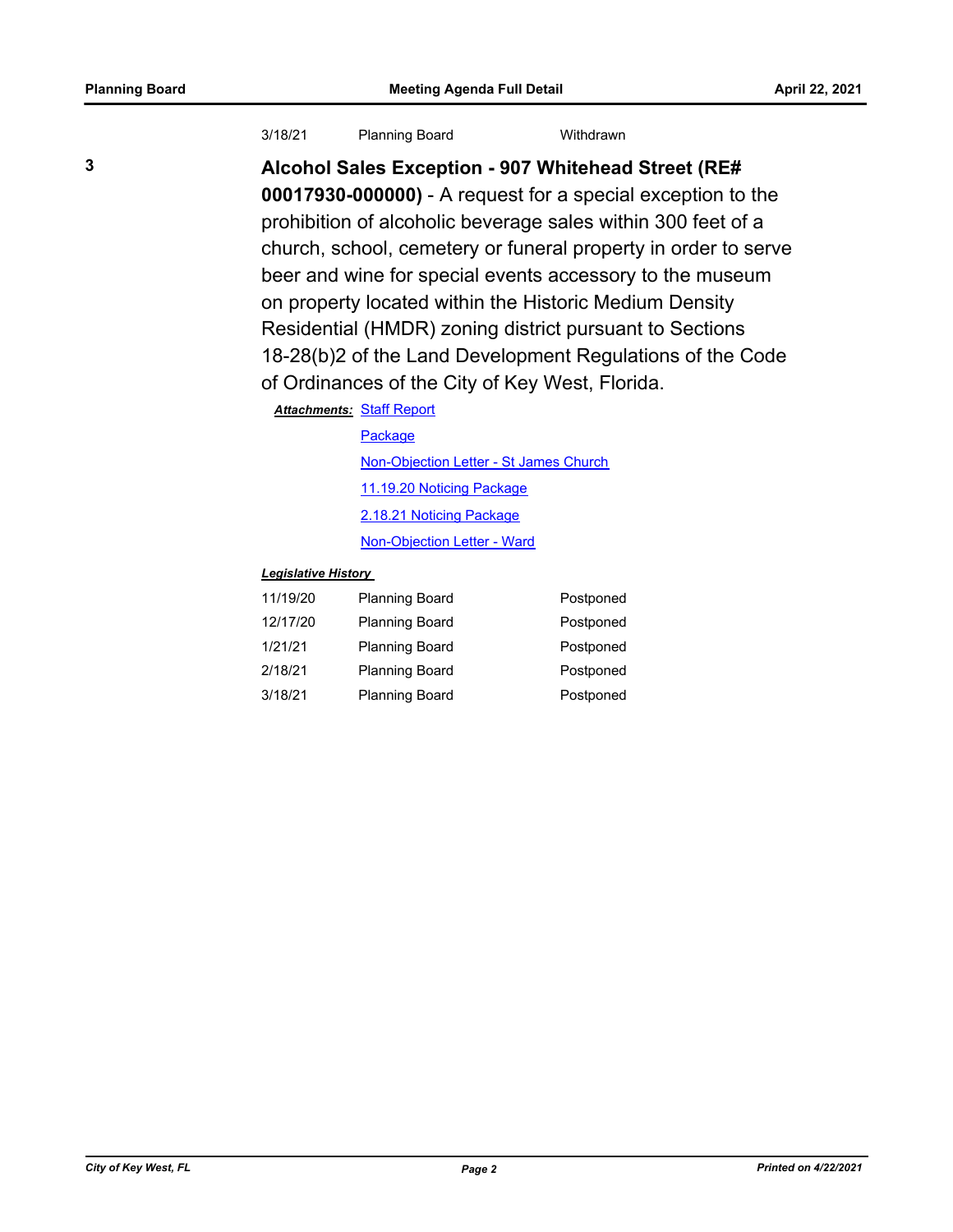| | | |
|---|---|---|
| 3/18/21 | Planning Board | Withdrawn |

**3**

**Alcohol Sales Exception - 907 Whitehead Street (RE# 00017930-000000)** - A request for a special exception to the prohibition of alcoholic beverage sales within 300 feet of a church, school, cemetery or funeral property in order to serve beer and wine for special events accessory to the museum on property located within the Historic Medium Density Residential (HMDR) zoning district pursuant to Sections 18-28(b)2 of the Land Development Regulations of the Code of Ordinances of the City of Key West, Florida.

***Attachments:*** Staff Report
Package
Non-Objection Letter - St James Church
11.19.20 Noticing Package
2.18.21 Noticing Package
Non-Objection Letter - Ward

***Legislative History***

| | | |
|---|---|---|
| 11/19/20 | Planning Board | Postponed |
| 12/17/20 | Planning Board | Postponed |
| 1/21/21 | Planning Board | Postponed |
| 2/18/21 | Planning Board | Postponed |
| 3/18/21 | Planning Board | Postponed |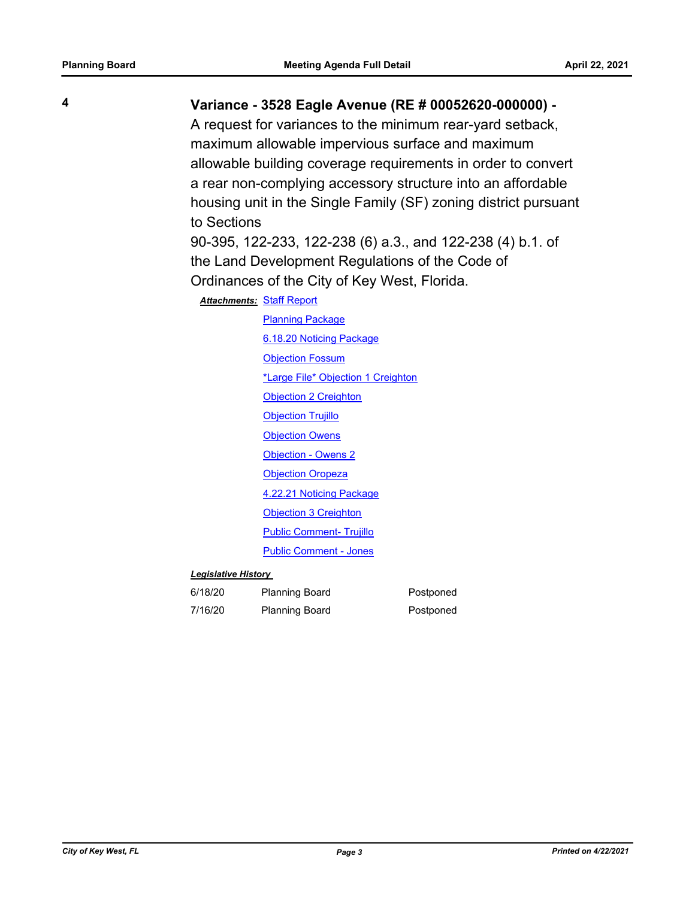**4**

## Variance - 3528 Eagle Avenue (RE # 00052620-000000) -

A request for variances to the minimum rear-yard setback, maximum allowable impervious surface and maximum allowable building coverage requirements in order to convert a rear non-complying accessory structure into an affordable housing unit in the Single Family (SF) zoning district pursuant to Sections 90-395, 122-233, 122-238 (6) a.3., and 122-238 (4) b.1. of the Land Development Regulations of the Code of Ordinances of the City of Key West, Florida.

***Attachments:*** Staff Report
Planning Package
6.18.20 Noticing Package
Objection Fossum
*Large File* Objection 1 Creighton
Objection 2 Creighton
Objection Trujillo
Objection Owens
Objection - Owens 2
Objection Oropeza
4.22.21 Noticing Package
Objection 3 Creighton
Public Comment- Trujillo
Public Comment - Jones

***Legislative History***

| | | |
|---|---|---|
| 6/18/20 | Planning Board | Postponed |
| 7/16/20 | Planning Board | Postponed |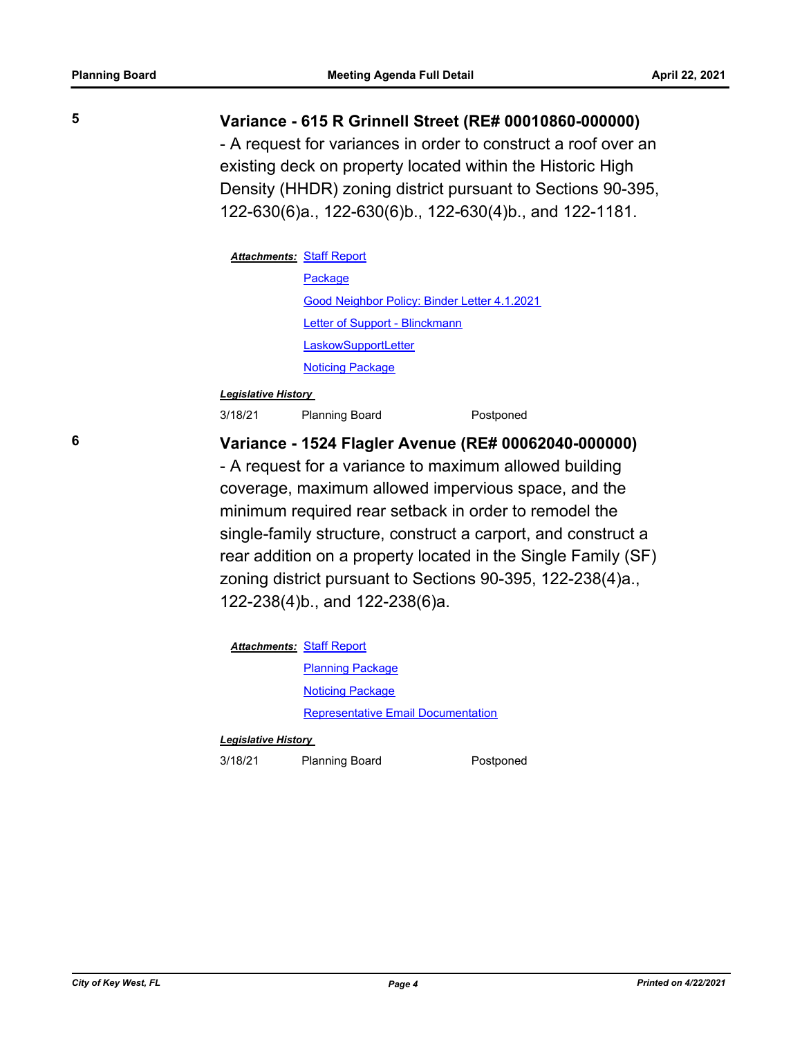**5**

### Variance - 615 R Grinnell Street (RE# 00010860-000000)

- A request for variances in order to construct a roof over an existing deck on property located within the Historic High Density (HHDR) zoning district pursuant to Sections 90-395, 122-630(6)a., 122-630(6)b., 122-630(4)b., and 122-1181.

***Attachments:*** Staff Report
Package
Good Neighbor Policy: Binder Letter 4.1.2021
Letter of Support - Blinckmann
LaskowSupportLetter
Noticing Package

***Legislative History***

| | | |
|---|---|---|
| 3/18/21 | Planning Board | Postponed |

**6**

### Variance - 1524 Flagler Avenue (RE# 00062040-000000)

- A request for a variance to maximum allowed building coverage, maximum allowed impervious space, and the minimum required rear setback in order to remodel the single-family structure, construct a carport, and construct a rear addition on a property located in the Single Family (SF) zoning district pursuant to Sections 90-395, 122-238(4)a., 122-238(4)b., and 122-238(6)a.

***Attachments:*** Staff Report
Planning Package
Noticing Package
Representative Email Documentation

***Legislative History***

| | | |
|---|---|---|
| 3/18/21 | Planning Board | Postponed |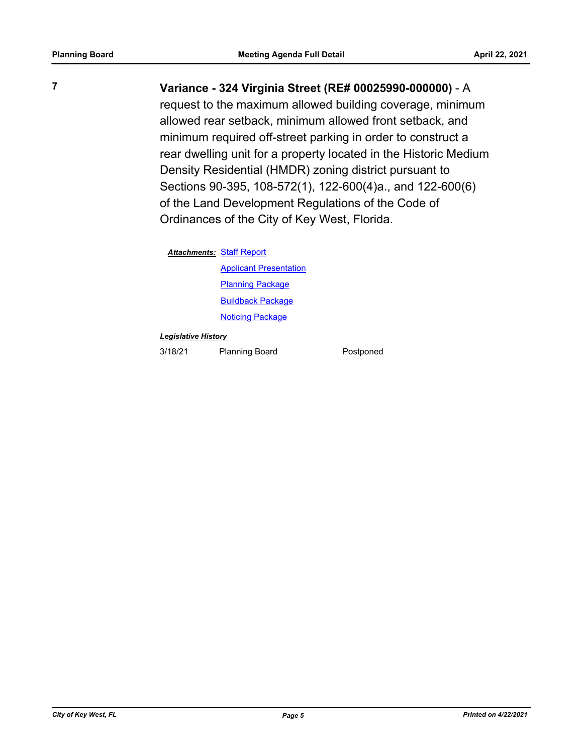**7** **Variance - 324 Virginia Street (RE# 00025990-000000)** - A request to the maximum allowed building coverage, minimum allowed rear setback, minimum allowed front setback, and minimum required off-street parking in order to construct a rear dwelling unit for a property located in the Historic Medium Density Residential (HMDR) zoning district pursuant to Sections 90-395, 108-572(1), 122-600(4)a., and 122-600(6) of the Land Development Regulations of the Code of Ordinances of the City of Key West, Florida.

***Attachments:*** Staff Report
Applicant Presentation
Planning Package
Buildback Package
Noticing Package

***Legislative History***

| 3/18/21 | Planning Board | Postponed |
|---|---|---|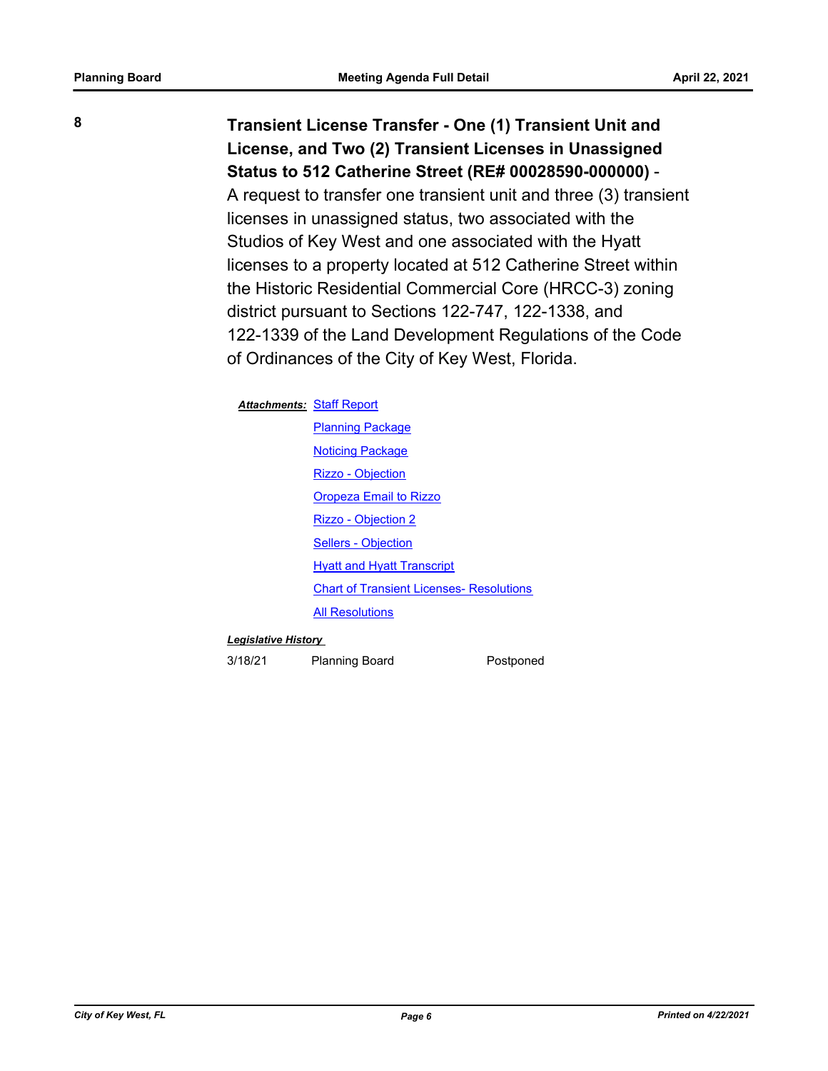**8**

**Transient License Transfer - One (1) Transient Unit and License, and Two (2) Transient Licenses in Unassigned Status to 512 Catherine Street (RE# 00028590-000000)** - A request to transfer one transient unit and three (3) transient licenses in unassigned status, two associated with the Studios of Key West and one associated with the Hyatt licenses to a property located at 512 Catherine Street within the Historic Residential Commercial Core (HRCC-3) zoning district pursuant to Sections 122-747, 122-1338, and 122-1339 of the Land Development Regulations of the Code of Ordinances of the City of Key West, Florida.

***Attachments:*** Staff Report
Planning Package
Noticing Package
Rizzo - Objection
Oropeza Email to Rizzo
Rizzo - Objection 2
Sellers - Objection
Hyatt and Hyatt Transcript
Chart of Transient Licenses- Resolutions
All Resolutions

***Legislative History***

| | | |
|---|---|---|
| 3/18/21 | Planning Board | Postponed |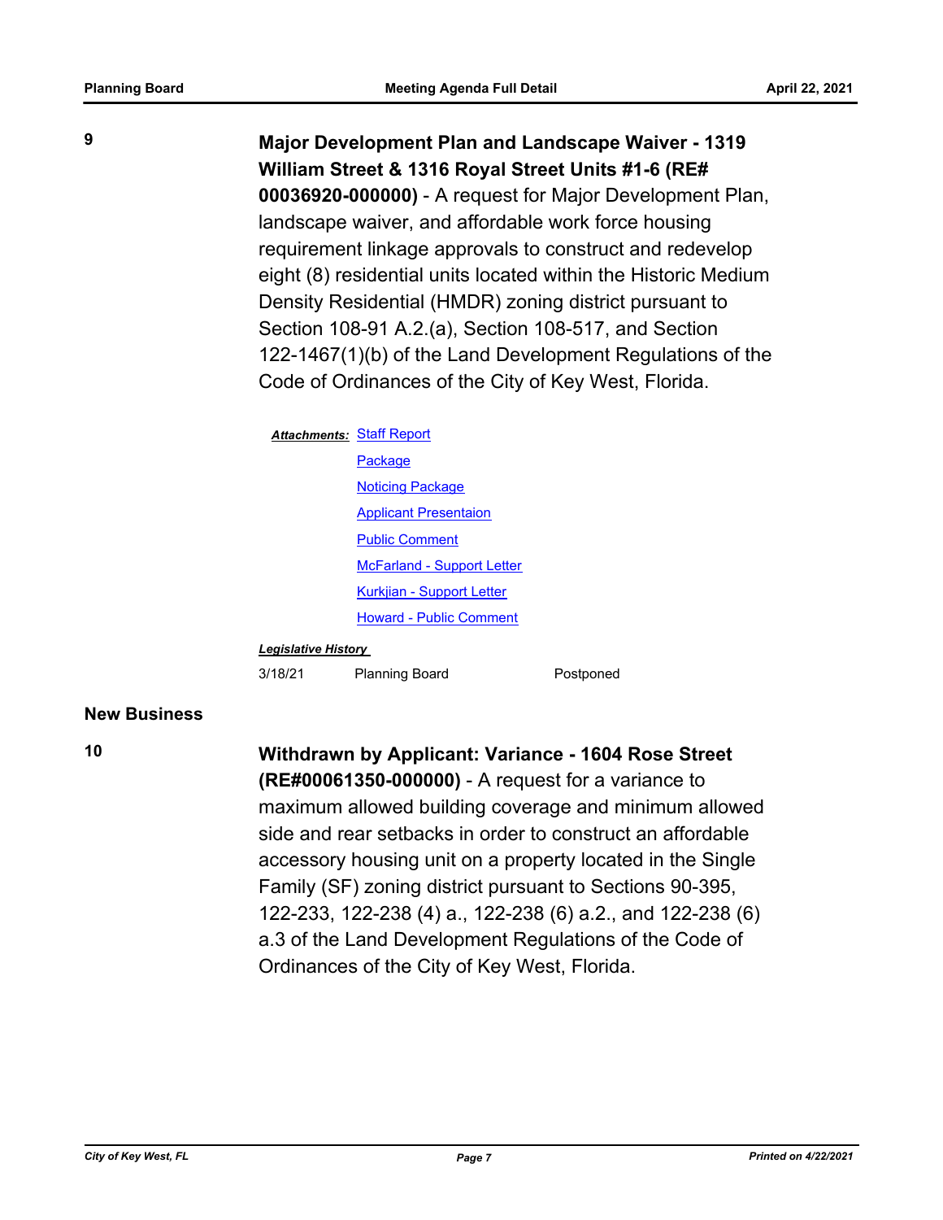**9**

**Major Development Plan and Landscape Waiver - 1319 William Street & 1316 Royal Street Units #1-6 (RE# 00036920-000000)** - A request for Major Development Plan, landscape waiver, and affordable work force housing requirement linkage approvals to construct and redevelop eight (8) residential units located within the Historic Medium Density Residential (HMDR) zoning district pursuant to Section 108-91 A.2.(a), Section 108-517, and Section 122-1467(1)(b) of the Land Development Regulations of the Code of Ordinances of the City of Key West, Florida.

***Attachments:*** Staff Report
Package
Noticing Package
Applicant Presentaion
Public Comment
McFarland - Support Letter
Kurkjian - Support Letter
Howard - Public Comment

***Legislative History***

| | | |
|---|---|---|
| 3/18/21 | Planning Board | Postponed |

## New Business

**10**

**Withdrawn by Applicant: Variance - 1604 Rose Street (RE#00061350-000000)** - A request for a variance to maximum allowed building coverage and minimum allowed side and rear setbacks in order to construct an affordable accessory housing unit on a property located in the Single Family (SF) zoning district pursuant to Sections 90-395, 122-233, 122-238 (4) a., 122-238 (6) a.2., and 122-238 (6) a.3 of the Land Development Regulations of the Code of Ordinances of the City of Key West, Florida.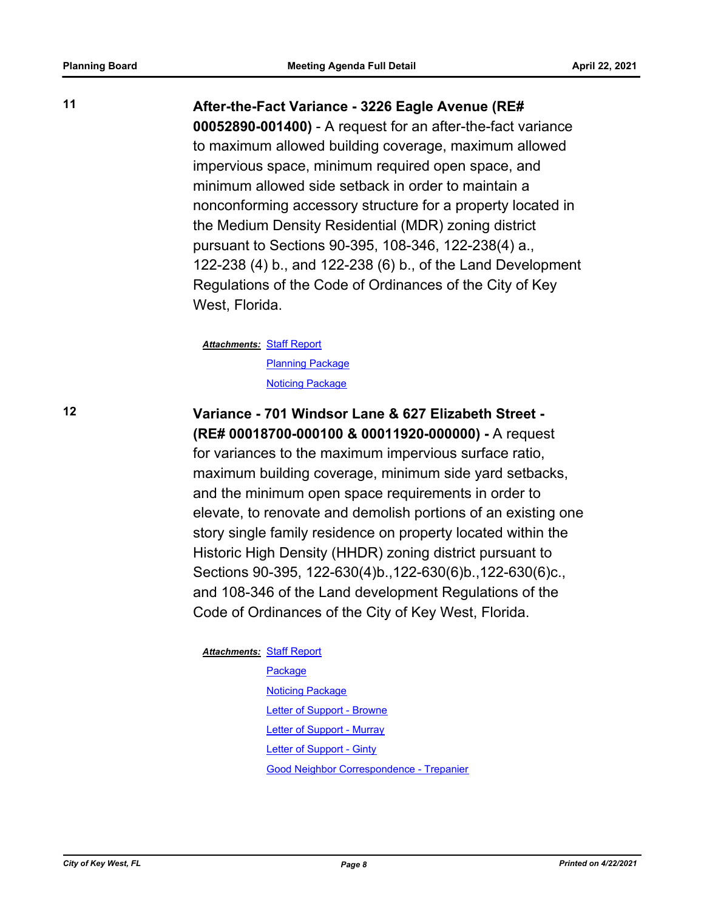**11**

**After-the-Fact Variance - 3226 Eagle Avenue (RE# 00052890-001400)** - A request for an after-the-fact variance to maximum allowed building coverage, maximum allowed impervious space, minimum required open space, and minimum allowed side setback in order to maintain a nonconforming accessory structure for a property located in the Medium Density Residential (MDR) zoning district pursuant to Sections 90-395, 108-346, 122-238(4) a., 122-238 (4) b., and 122-238 (6) b., of the Land Development Regulations of the Code of Ordinances of the City of Key West, Florida.

***Attachments:*** Staff Report
Planning Package
Noticing Package

**12**

**Variance - 701 Windsor Lane & 627 Elizabeth Street - (RE# 00018700-000100 & 00011920-000000) -** A request for variances to the maximum impervious surface ratio, maximum building coverage, minimum side yard setbacks, and the minimum open space requirements in order to elevate, to renovate and demolish portions of an existing one story single family residence on property located within the Historic High Density (HHDR) zoning district pursuant to Sections 90-395, 122-630(4)b.,122-630(6)b.,122-630(6)c., and 108-346 of the Land development Regulations of the Code of Ordinances of the City of Key West, Florida.

***Attachments:*** Staff Report
Package
Noticing Package
Letter of Support - Browne
Letter of Support - Murray
Letter of Support - Ginty
Good Neighbor Correspondence - Trepanier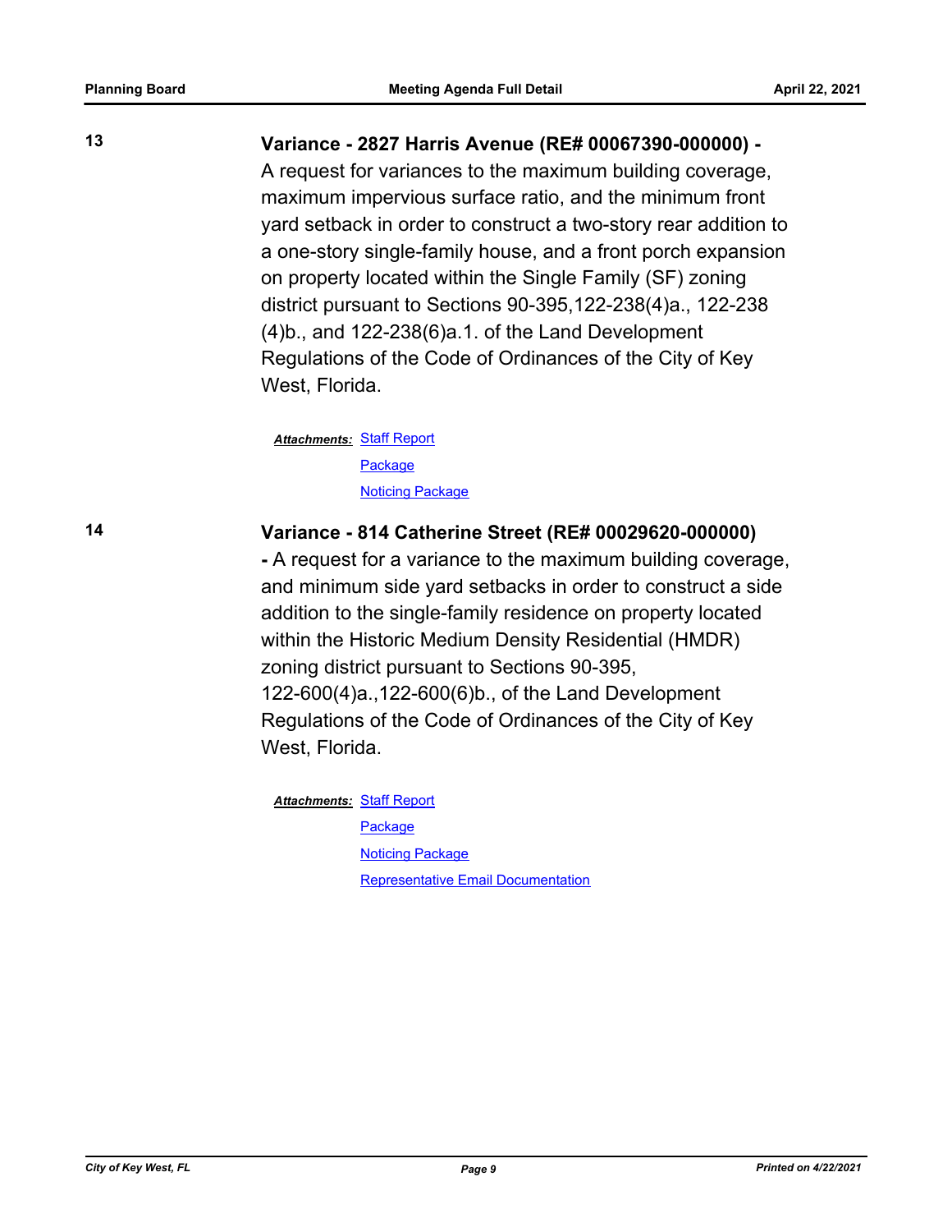**13**

**Variance - 2827 Harris Avenue (RE# 00067390-000000) -**
A request for variances to the maximum building coverage, maximum impervious surface ratio, and the minimum front yard setback in order to construct a two-story rear addition to a one-story single-family house, and a front porch expansion on property located within the Single Family (SF) zoning district pursuant to Sections 90-395,122-238(4)a., 122-238 (4)b., and 122-238(6)a.1. of the Land Development Regulations of the Code of Ordinances of the City of Key West, Florida.

***Attachments:*** Staff Report
Package
Noticing Package

**14**

**Variance - 814 Catherine Street (RE# 00029620-000000)**
**-** A request for a variance to the maximum building coverage, and minimum side yard setbacks in order to construct a side addition to the single-family residence on property located within the Historic Medium Density Residential (HMDR) zoning district pursuant to Sections 90-395, 122-600(4)a.,122-600(6)b., of the Land Development Regulations of the Code of Ordinances of the City of Key West, Florida.

***Attachments:*** Staff Report
Package
Noticing Package
Representative Email Documentation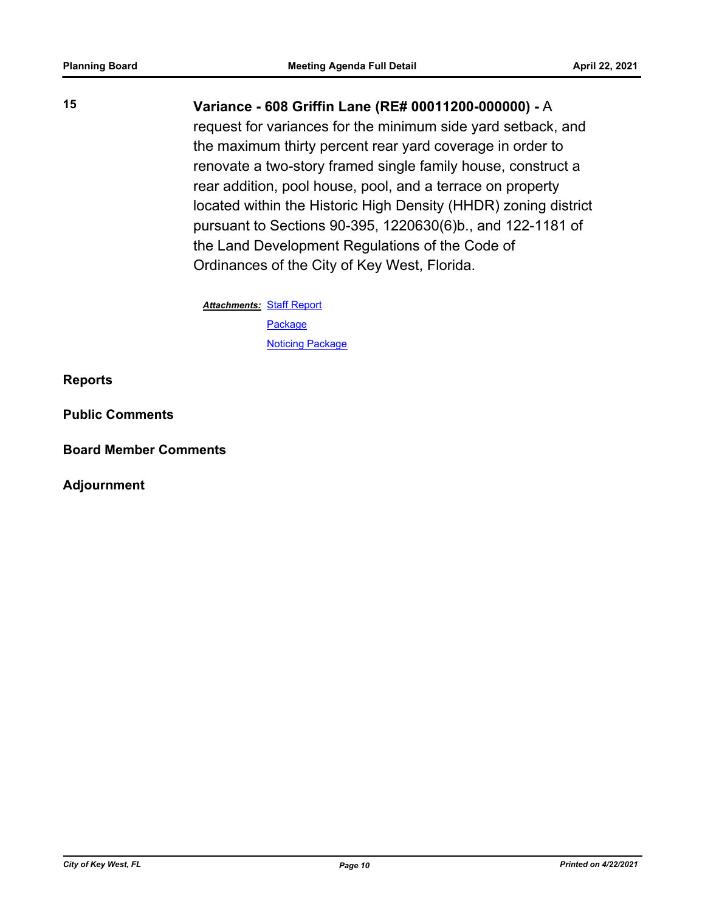**15**

**Variance - 608 Griffin Lane (RE# 00011200-000000) -** A request for variances for the minimum side yard setback, and the maximum thirty percent rear yard coverage in order to renovate a two-story framed single family house, construct a rear addition, pool house, pool, and a terrace on property located within the Historic High Density (HHDR) zoning district pursuant to Sections 90-395, 1220630(6)b., and 122-1181 of the Land Development Regulations of the Code of Ordinances of the City of Key West, Florida.

***Attachments:*** Staff Report
Package
Noticing Package

## Reports

## Public Comments

## Board Member Comments

## Adjournment